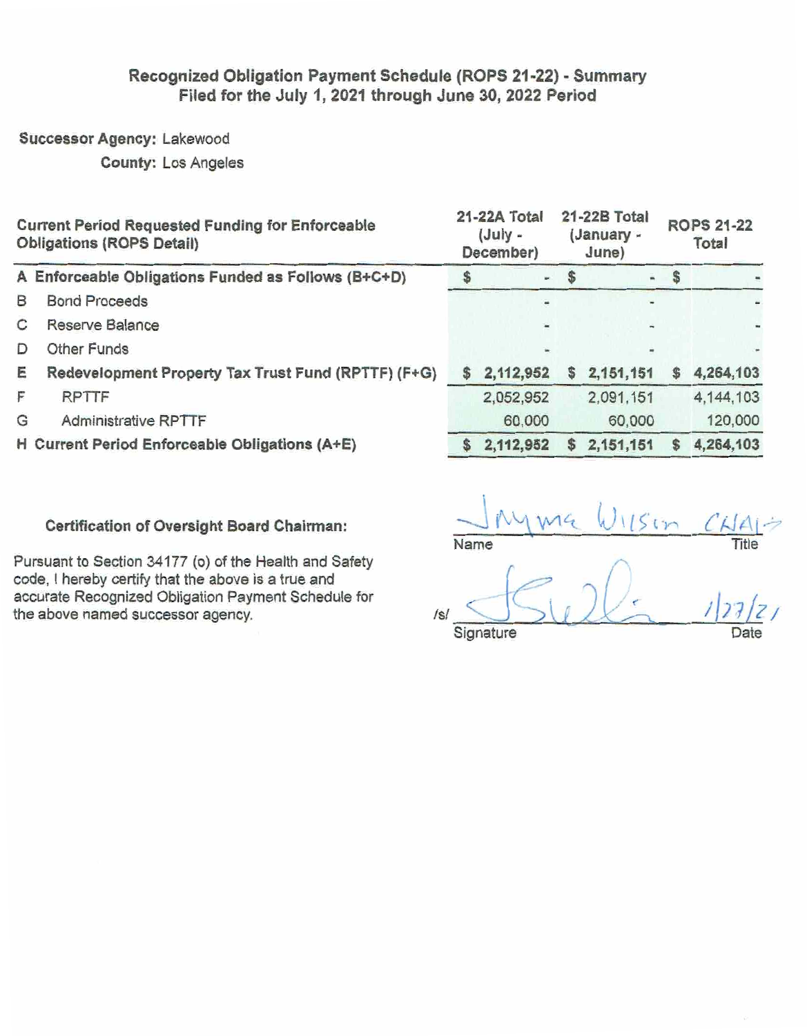# Recognized Obligation Payment Schedule (ROPS 21-22) - Summary
## Filed for the July 1, 2021 through June 30, 2022 Period

**Successor Agency:** Lakewood
**County:** Los Angeles

| | Current Period Requested Funding for Enforceable Obligations (ROPS Detail) | 21-22A Total (July - December) | 21-22B Total (January - June) | ROPS 21-22 Total |
|---|---|---|---|---|
| **A** | **Enforceable Obligations Funded as Follows (B+C+D)** | **$ -** | **$ -** | **$ -** |
| B | Bond Proceeds | - | - | - |
| C | Reserve Balance | - | - | - |
| D | Other Funds | - | - | - |
| **E** | **Redevelopment Property Tax Trust Fund (RPTTF) (F+G)** | **$ 2,112,952** | **$ 2,151,151** | **$ 4,264,103** |
| F | RPTTF | 2,052,952 | 2,091,151 | 4,144,103 |
| G | Administrative RPTTF | 60,000 | 60,000 | 120,000 |
| **H** | **Current Period Enforceable Obligations (A+E)** | **$ 2,112,952** | **$ 2,151,151** | **$ 4,264,103** |

**Certification of Oversight Board Chairman:**

Pursuant to Section 34177 (o) of the Health and Safety code, I hereby certify that the above is a true and accurate Recognized Obligation Payment Schedule for the above named successor agency.

Jayma Wilson — CHAIR
Name — Title

/s/ [Signature] — 1/27/21
Signature — Date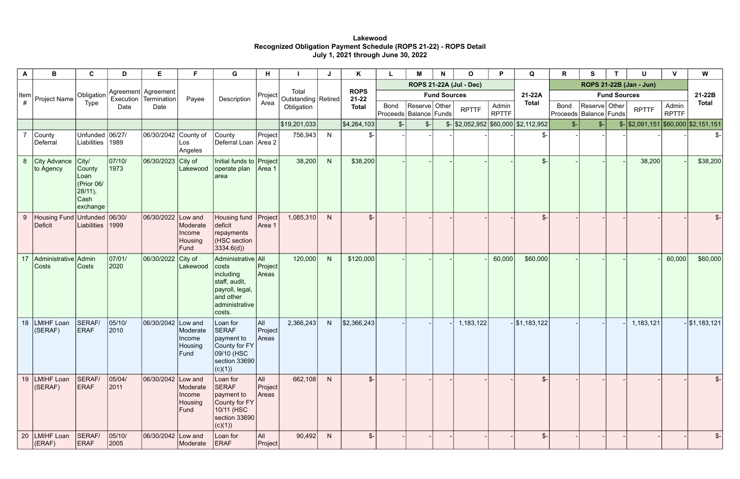**Lakewood**
**Recognized Obligation Payment Schedule (ROPS 21-22) - ROPS Detail**
**July 1, 2021 through June 30, 2022**

| A | B | C | D | E | F | G | H | I | J | K | L | M | N | O | P | Q | R | S | T | U | V | W |
|---|---|---|---|---|---|---|---|---|---|---|---|---|---|---|---|---|---|---|---|---|---|---|
| Item # | Project Name | Obligation Type | Agreement Execution Date | Agreement Termination Date | Payee | Description | Project Area | Total Outstanding Obligation | Retired | ROPS 21-22 Total | ROPS 21-22A (Jul - Dec) | | | | | 21-22A Total | ROPS 21-22B (Jan - Jun) | | | | | 21-22B Total |
| | | | | | | | | | | | Fund Sources | | | | | | Fund Sources | | | | | |
| | | | | | | | | | | | Bond Proceeds | Reserve Balance | Other Funds | RPTTF | Admin RPTTF | | Bond Proceeds | Reserve Balance | Other Funds | RPTTF | Admin RPTTF | |
| | | | | | | | | $19,201,033 | | $4,264,103 | $- | $- | $- | $2,052,952 | $60,000 | $2,112,952 | $- | $- | $- | $2,091,151 | $60,000 | $2,151,151 |
| 7 | County Deferral | Unfunded Liabilities | 06/27/1989 | 06/30/2042 | County of Los Angeles | County Deferral Loan | Project Area 2 | 756,943 | N | $- | - | - | - | - | - | $- | - | - | - | - | - | $- |
| 8 | City Advance to Agency | City/County Loan (Prior 06/28/11), Cash exchange | 07/10/1973 | 06/30/2023 | City of Lakewood | Initial funds to operate plan area | Project Area 1 | 38,200 | N | $38,200 | - | - | - | - | - | $- | - | - | - | 38,200 | - | $38,200 |
| 9 | Housing Fund Deficit | Unfunded Liabilities | 06/30/1999 | 06/30/2022 | Low and Moderate Income Housing Fund | Housing fund deficit repayments (HSC section 3334.6(d)) | Project Area 1 | 1,085,310 | N | $- | - | - | - | - | - | $- | - | - | - | - | - | $- |
| 17 | Administrative Costs | Admin Costs | 07/01/2020 | 06/30/2022 | City of Lakewood | Administrative costs including staff, audit, payroll, legal, and other administrative costs. | All Project Areas | 120,000 | N | $120,000 | - | - | - | - | 60,000 | $60,000 | - | - | - | - | 60,000 | $60,000 |
| 18 | LMIHF Loan (SERAF) | SERAF/ERAF | 05/10/2010 | 06/30/2042 | Low and Moderate Income Housing Fund | Loan for SERAF payment to County for FY 09/10 (HSC section 33690 (c)(1)) | All Project Areas | 2,366,243 | N | $2,366,243 | - | - | - | 1,183,122 | - | $1,183,122 | - | - | - | 1,183,121 | - | $1,183,121 |
| 19 | LMIHF Loan (SERAF) | SERAF/ERAF | 05/04/2011 | 06/30/2042 | Low and Moderate Income Housing Fund | Loan for SERAF payment to County for FY 10/11 (HSC section 33690 (c)(1)) | All Project Areas | 662,108 | N | $- | - | - | - | - | - | $- | - | - | - | - | - | $- |
| 20 | LMIHF Loan (ERAF) | SERAF/ERAF | 05/10/2005 | 06/30/2042 | Low and Moderate | Loan for ERAF | All Project | 90,492 | N | $- | - | - | - | - | - | $- | - | - | - | - | - | $- |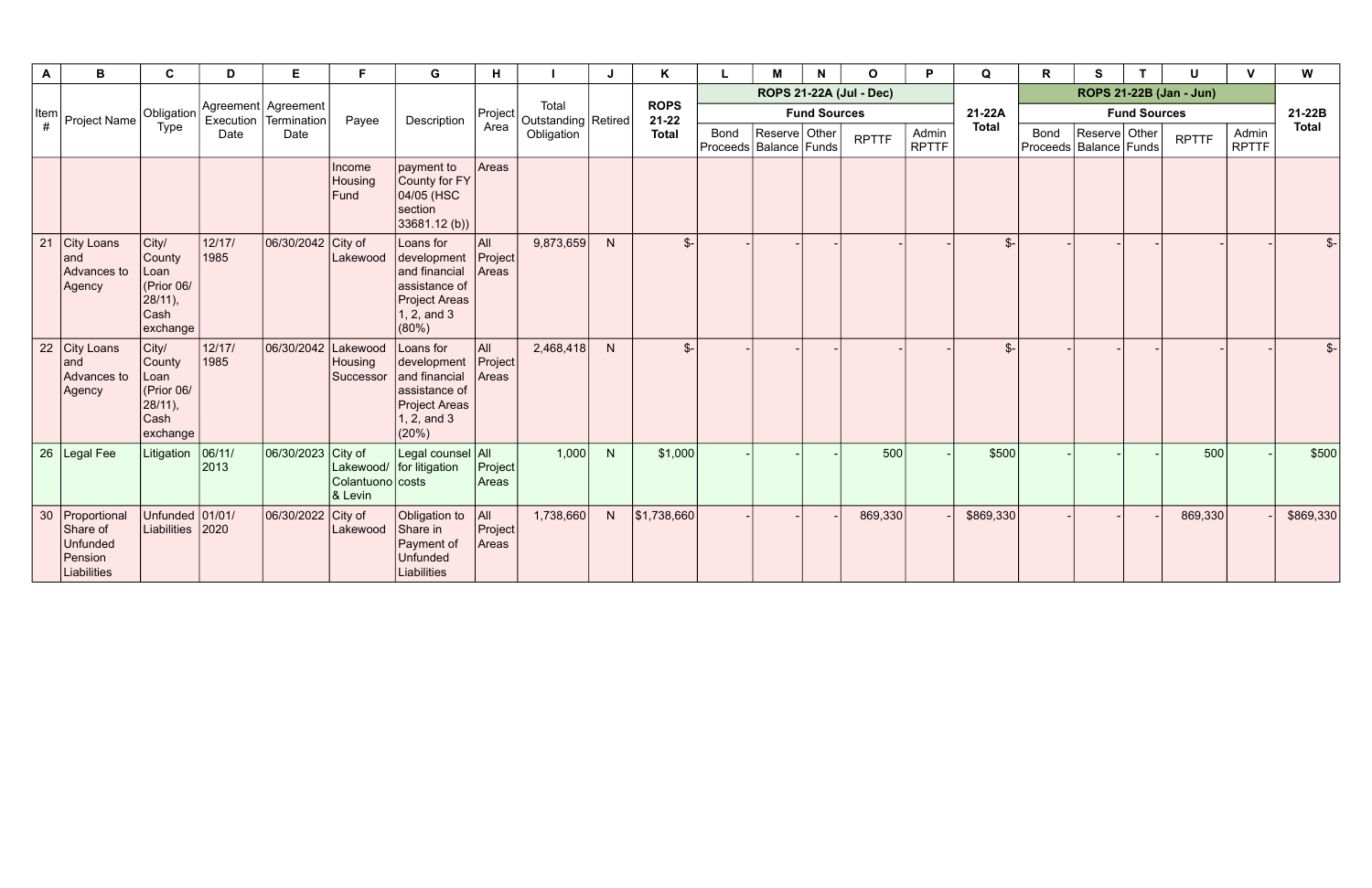| A | B | C | D | E | F | G | H | I | J | K | L | M | N | O | P | Q | R | S | T | U | V | W |
|---|---|---|---|---|---|---|---|---|---|---|---|---|---|---|---|---|---|---|---|---|---|---|
| Item # | Project Name | Obligation Type | Agreement Execution Date | Agreement Termination Date | Payee | Description | Project Area | Total Outstanding Obligation | Retired | ROPS 21-22 Total | ROPS 21-22A (Jul - Dec) | | | | | 21-22A Total | ROPS 21-22B (Jan - Jun) | | | | | 21-22B Total |
| | | | | | | | | | | | Fund Sources | | | | | | Fund Sources | | | | | |
| | | | | | | | | | | | Bond Proceeds | Reserve Balance | Other Funds | RPTTF | Admin RPTTF | | Bond Proceeds | Reserve Balance | Other Funds | RPTTF | Admin RPTTF | |
| | | | | | Income Housing Fund | payment to County for FY 04/05 (HSC section 33681.12 (b)) | Areas | | | | | | | | | | | | | | | |
| 21 | City Loans and Advances to Agency | City/ County Loan (Prior 06/ 28/11), Cash exchange | 12/17/ 1985 | 06/30/2042 | City of Lakewood | Loans for development and financial assistance of Project Areas 1, 2, and 3 (80%) | All Project Areas | 9,873,659 | N | $- | - | - | - | - | - | $- | - | - | - | - | - | $- |
| 22 | City Loans and Advances to Agency | City/ County Loan (Prior 06/ 28/11), Cash exchange | 12/17/ 1985 | 06/30/2042 | Lakewood Housing Successor | Loans for development and financial assistance of Project Areas 1, 2, and 3 (20%) | All Project Areas | 2,468,418 | N | $- | - | - | - | - | - | $- | - | - | - | - | - | $- |
| 26 | Legal Fee | Litigation | 06/11/ 2013 | 06/30/2023 | City of Lakewood/ Colantuono & Levin | Legal counsel for litigation costs | All Project Areas | 1,000 | N | $1,000 | - | - | - | 500 | - | $500 | - | - | - | 500 | - | $500 |
| 30 | Proportional Share of Unfunded Pension Liabilities | Unfunded Liabilities | 01/01/ 2020 | 06/30/2022 | City of Lakewood | Obligation to Share in Payment of Unfunded Liabilities | All Project Areas | 1,738,660 | N | $1,738,660 | - | - | - | 869,330 | - | $869,330 | - | - | - | 869,330 | - | $869,330 |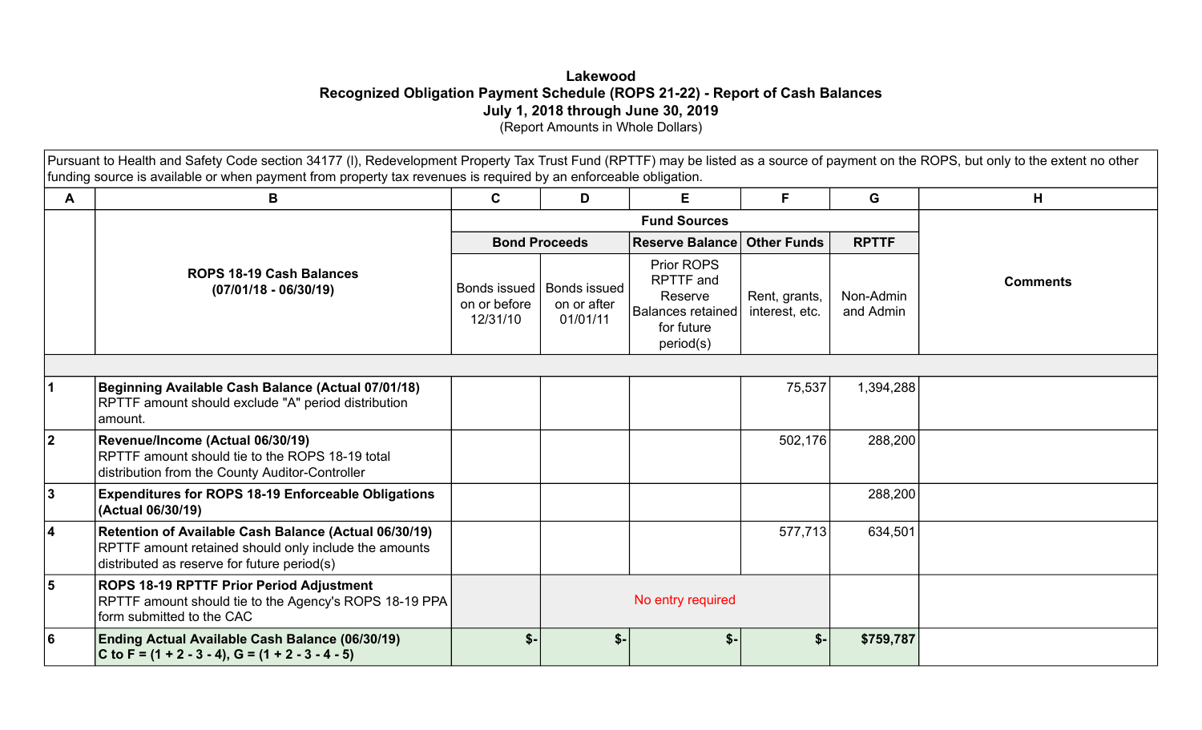**Lakewood**
**Recognized Obligation Payment Schedule (ROPS 21-22) - Report of Cash Balances**
**July 1, 2018 through June 30, 2019**
(Report Amounts in Whole Dollars)

Pursuant to Health and Safety Code section 34177 (l), Redevelopment Property Tax Trust Fund (RPTTF) may be listed as a source of payment on the ROPS, but only to the extent no other funding source is available or when payment from property tax revenues is required by an enforceable obligation.

| A | B | C | D | E | F | G | H |
|---|---|---|---|---|---|---|---|
| | | Fund Sources | | | | | |
| | | Bond Proceeds | | Reserve Balance | Other Funds | RPTTF | |
| | **ROPS 18-19 Cash Balances (07/01/18 - 06/30/19)** | Bonds issued on or before 12/31/10 | Bonds issued on or after 01/01/11 | Prior ROPS RPTTF and Reserve Balances retained for future period(s) | Rent, grants, interest, etc. | Non-Admin and Admin | **Comments** |
| 1 | **Beginning Available Cash Balance (Actual 07/01/18)** RPTTF amount should exclude "A" period distribution amount. | | | | 75,537 | 1,394,288 | |
| 2 | **Revenue/Income (Actual 06/30/19)** RPTTF amount should tie to the ROPS 18-19 total distribution from the County Auditor-Controller | | | | 502,176 | 288,200 | |
| 3 | **Expenditures for ROPS 18-19 Enforceable Obligations (Actual 06/30/19)** | | | | | 288,200 | |
| 4 | **Retention of Available Cash Balance (Actual 06/30/19)** RPTTF amount retained should only include the amounts distributed as reserve for future period(s) | | | | 577,713 | 634,501 | |
| 5 | **ROPS 18-19 RPTTF Prior Period Adjustment** RPTTF amount should tie to the Agency's ROPS 18-19 PPA form submitted to the CAC | | No entry required | | | | |
| 6 | **Ending Actual Available Cash Balance (06/30/19) C to F = (1 + 2 - 3 - 4), G = (1 + 2 - 3 - 4 - 5)** | $- | $- | $- | $- | $759,787 | |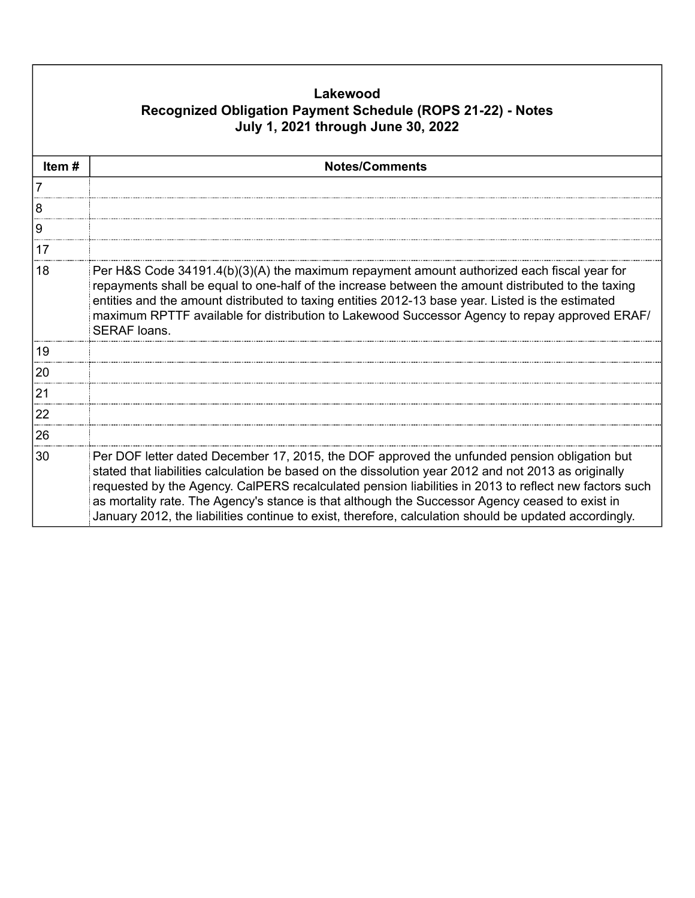# Lakewood
## Recognized Obligation Payment Schedule (ROPS 21-22) - Notes
### July 1, 2021 through June 30, 2022

| Item # | Notes/Comments |
| --- | --- |
| 7 | |
| 8 | |
| 9 | |
| 17 | |
| 18 | Per H&S Code 34191.4(b)(3)(A) the maximum repayment amount authorized each fiscal year for repayments shall be equal to one-half of the increase between the amount distributed to the taxing entities and the amount distributed to taxing entities 2012-13 base year. Listed is the estimated maximum RPTTF available for distribution to Lakewood Successor Agency to repay approved ERAF/ SERAF loans. |
| 19 | |
| 20 | |
| 21 | |
| 22 | |
| 26 | |
| 30 | Per DOF letter dated December 17, 2015, the DOF approved the unfunded pension obligation but stated that liabilities calculation be based on the dissolution year 2012 and not 2013 as originally requested by the Agency. CalPERS recalculated pension liabilities in 2013 to reflect new factors such as mortality rate. The Agency's stance is that although the Successor Agency ceased to exist in January 2012, the liabilities continue to exist, therefore, calculation should be updated accordingly. |